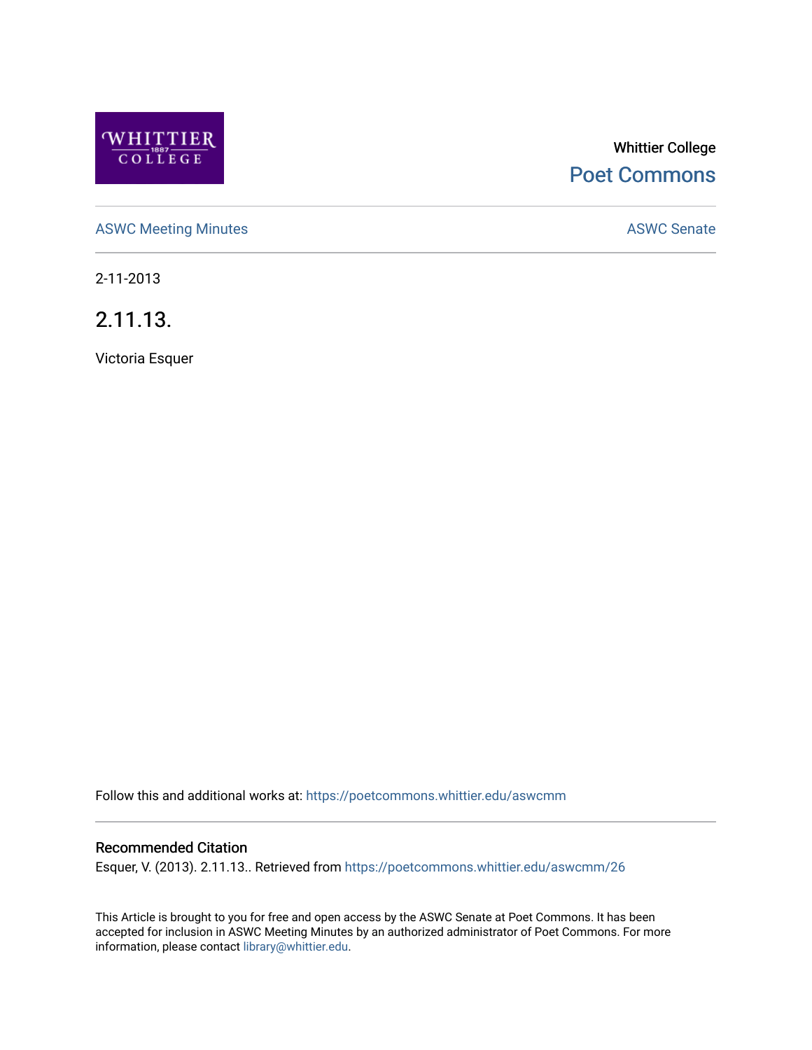Whittier College

Poet Commons

ASWC Meeting Minutes

ASWC Senate

2-11-2013

# 2.11.13.

Victoria Esquer

Follow this and additional works at: https://poetcommons.whittier.edu/aswcmm

## Recommended Citation

Esquer, V. (2013). 2.11.13.. Retrieved from https://poetcommons.whittier.edu/aswcmm/26

This Article is brought to you for free and open access by the ASWC Senate at Poet Commons. It has been accepted for inclusion in ASWC Meeting Minutes by an authorized administrator of Poet Commons. For more information, please contact library@whittier.edu.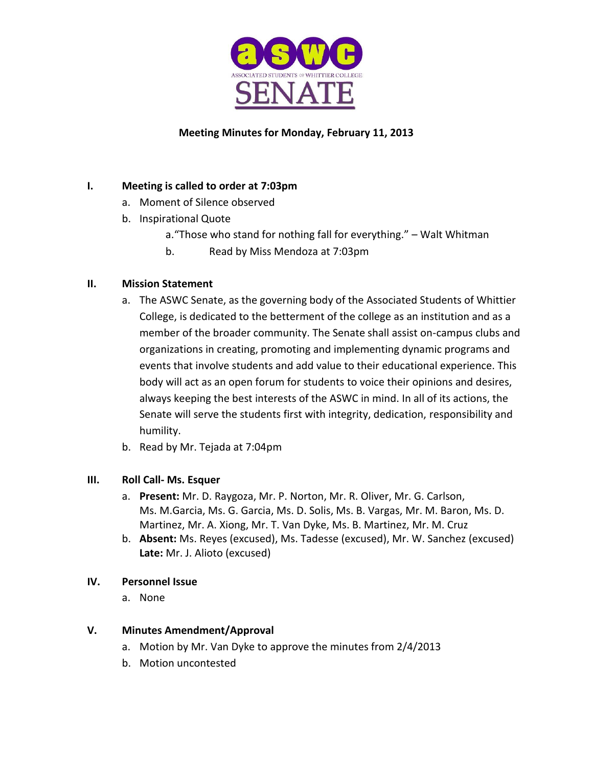ASSOCIATED STUDENTS OF WHITTIER COLLEGE SENATE

**Meeting Minutes for Monday, February 11, 2013**

**I. Meeting is called to order at 7:03pm**

   a. Moment of Silence observed
   b. Inspirational Quote
      a. "Those who stand for nothing fall for everything." – Walt Whitman
      b. Read by Miss Mendoza at 7:03pm

**II. Mission Statement**

   a. The ASWC Senate, as the governing body of the Associated Students of Whittier College, is dedicated to the betterment of the college as an institution and as a member of the broader community. The Senate shall assist on-campus clubs and organizations in creating, promoting and implementing dynamic programs and events that involve students and add value to their educational experience. This body will act as an open forum for students to voice their opinions and desires, always keeping the best interests of the ASWC in mind. In all of its actions, the Senate will serve the students first with integrity, dedication, responsibility and humility.
   b. Read by Mr. Tejada at 7:04pm

**III. Roll Call- Ms. Esquer**

   a. **Present:** Mr. D. Raygoza, Mr. P. Norton, Mr. R. Oliver, Mr. G. Carlson, Ms. M.Garcia, Ms. G. Garcia, Ms. D. Solis, Ms. B. Vargas, Mr. M. Baron, Ms. D. Martinez, Mr. A. Xiong, Mr. T. Van Dyke, Ms. B. Martinez, Mr. M. Cruz
   b. **Absent:** Ms. Reyes (excused), Ms. Tadesse (excused), Mr. W. Sanchez (excused) **Late:** Mr. J. Alioto (excused)

**IV. Personnel Issue**

   a. None

**V. Minutes Amendment/Approval**

   a. Motion by Mr. Van Dyke to approve the minutes from 2/4/2013
   b. Motion uncontested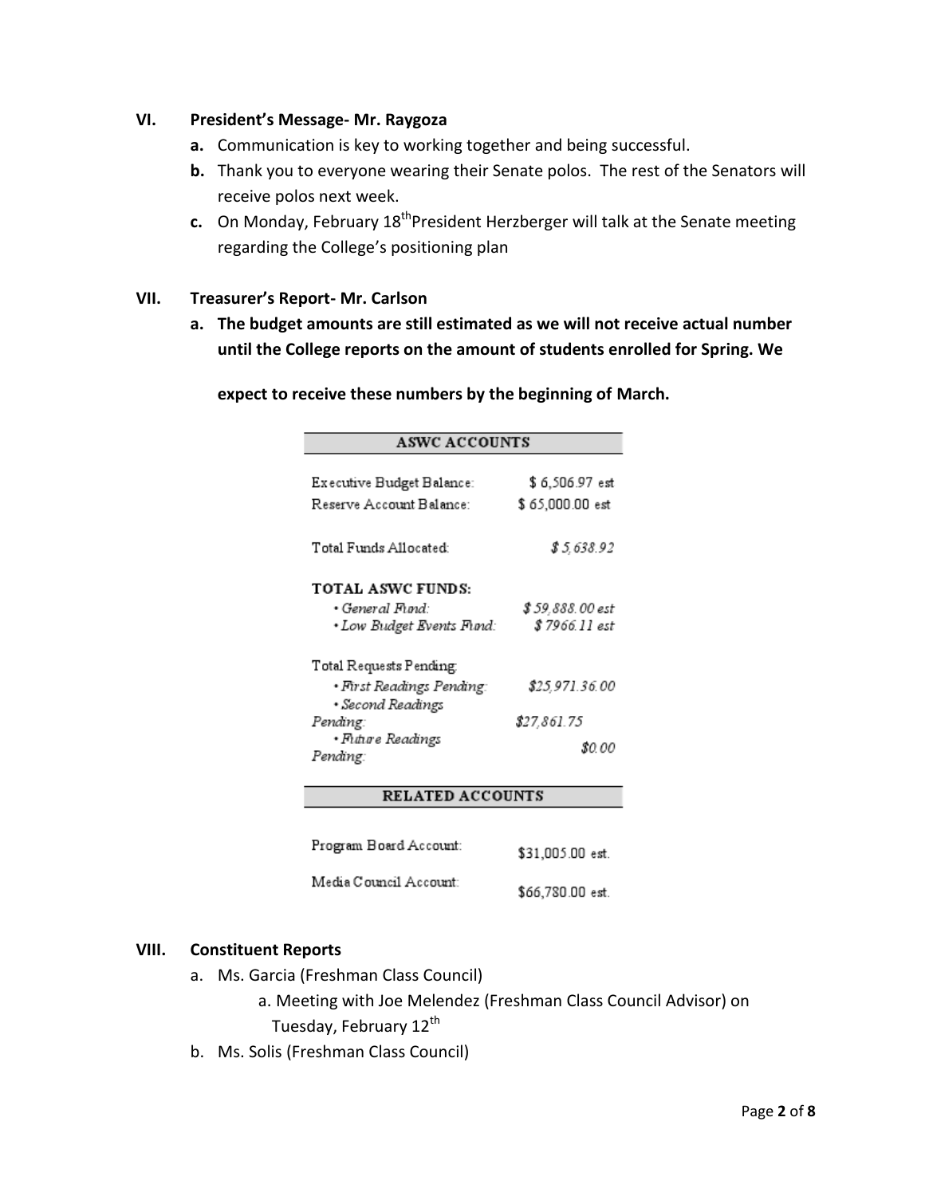**VI. President's Message- Mr. Raygoza**

- **a.** Communication is key to working together and being successful.
- **b.** Thank you to everyone wearing their Senate polos. The rest of the Senators will receive polos next week.
- **c.** On Monday, February 18th President Herzberger will talk at the Senate meeting regarding the College's positioning plan

**VII. Treasurer's Report- Mr. Carlson**

- **a. The budget amounts are still estimated as we will not receive actual number until the College reports on the amount of students enrolled for Spring. We expect to receive these numbers by the beginning of March.**

| ASWC ACCOUNTS | |
|---|---|
| Executive Budget Balance: | $ 6,506.97 est |
| Reserve Account Balance: | $ 65,000.00 est |
| Total Funds Allocated: | *$ 5,638.92* |
| **TOTAL ASWC FUNDS:** | |
| *• General Fund:* | *$ 59,888.00 est* |
| *• Low Budget Events Fund:* | *$ 7966.11 est* |
| Total Requests Pending: | |
| *• First Readings Pending:* | *$25,971.36.00* |
| *• Second Readings Pending:* | *$27,861.75* |
| *• Future Readings Pending:* | *$0.00* |
| **RELATED ACCOUNTS** | |
| Program Board Account: | $31,005.00 est. |
| Media Council Account: | $66,780.00 est. |

**VIII. Constituent Reports**

- a. Ms. Garcia (Freshman Class Council)
  - a. Meeting with Joe Melendez (Freshman Class Council Advisor) on Tuesday, February 12th
- b. Ms. Solis (Freshman Class Council)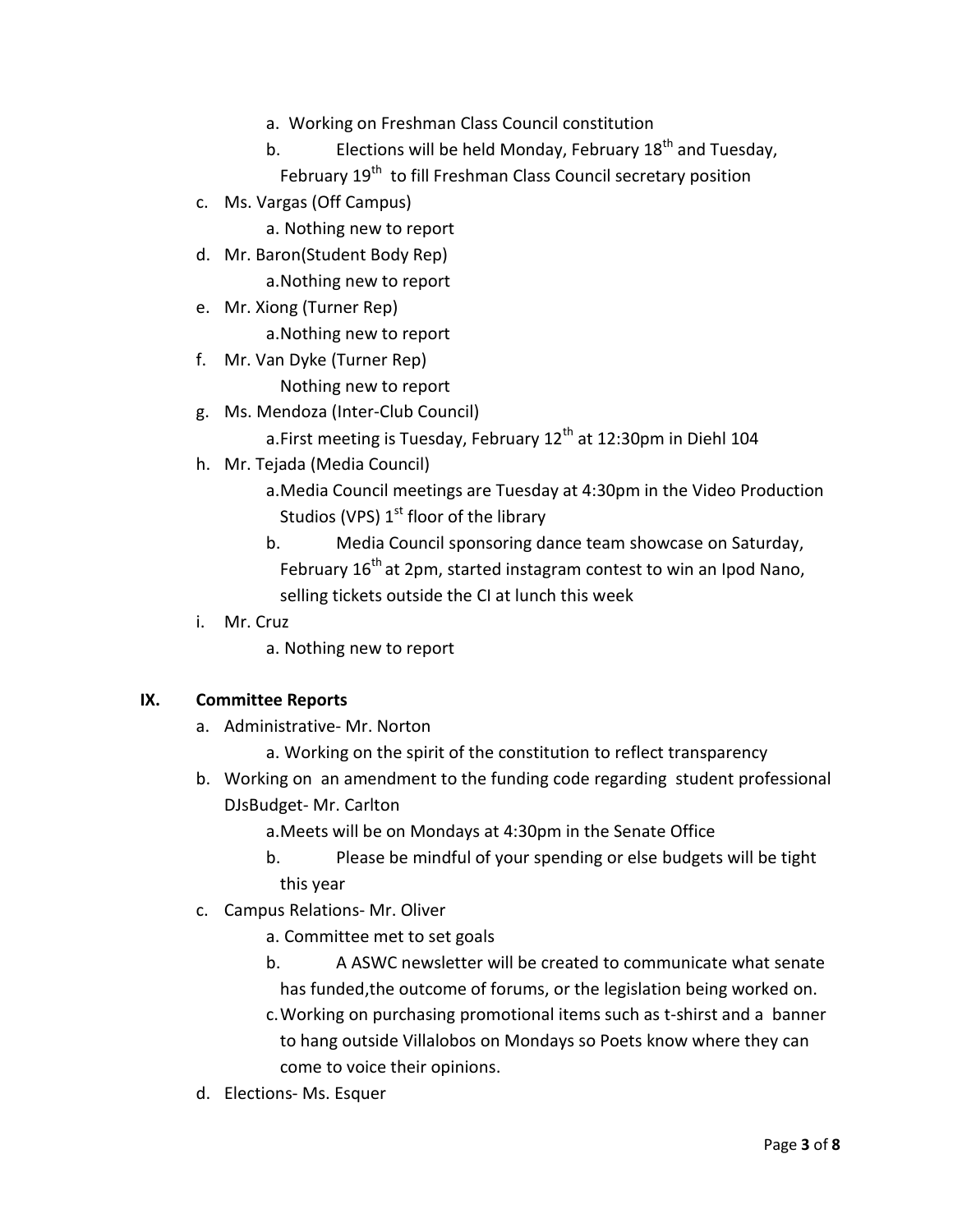a. Working on Freshman Class Council constitution
   b. Elections will be held Monday, February 18th and Tuesday, February 19th to fill Freshman Class Council secretary position

c. Ms. Vargas (Off Campus)
   a. Nothing new to report
d. Mr. Baron(Student Body Rep)
   a. Nothing new to report
e. Mr. Xiong (Turner Rep)
   a. Nothing new to report
f. Mr. Van Dyke (Turner Rep)
   Nothing new to report
g. Ms. Mendoza (Inter-Club Council)
   a. First meeting is Tuesday, February 12th at 12:30pm in Diehl 104
h. Mr. Tejada (Media Council)
   a. Media Council meetings are Tuesday at 4:30pm in the Video Production Studios (VPS) 1st floor of the library
   b. Media Council sponsoring dance team showcase on Saturday, February 16th at 2pm, started instagram contest to win an Ipod Nano, selling tickets outside the CI at lunch this week
i. Mr. Cruz
   a. Nothing new to report

**IX. Committee Reports**

a. Administrative- Mr. Norton
   a. Working on the spirit of the constitution to reflect transparency
b. Working on an amendment to the funding code regarding student professional DJsBudget- Mr. Carlton
   a. Meets will be on Mondays at 4:30pm in the Senate Office
   b. Please be mindful of your spending or else budgets will be tight this year
c. Campus Relations- Mr. Oliver
   a. Committee met to set goals
   b. A ASWC newsletter will be created to communicate what senate has funded,the outcome of forums, or the legislation being worked on.
   c. Working on purchasing promotional items such as t-shirst and a banner to hang outside Villalobos on Mondays so Poets know where they can come to voice their opinions.
d. Elections- Ms. Esquer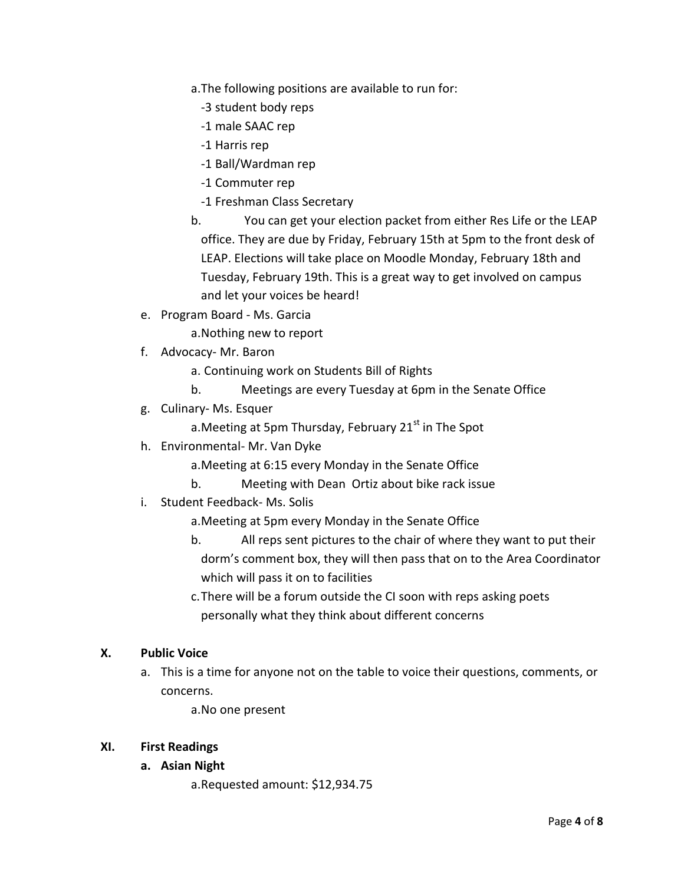a. The following positions are available to run for:
   - -3 student body reps
   - -1 male SAAC rep
   - -1 Harris rep
   - -1 Ball/Wardman rep
   - -1 Commuter rep
   - -1 Freshman Class Secretary

b. You can get your election packet from either Res Life or the LEAP office. They are due by Friday, February 15th at 5pm to the front desk of LEAP. Elections will take place on Moodle Monday, February 18th and Tuesday, February 19th. This is a great way to get involved on campus and let your voices be heard!

e. Program Board - Ms. Garcia
   - a. Nothing new to report

f. Advocacy- Mr. Baron
   - a. Continuing work on Students Bill of Rights
   - b. Meetings are every Tuesday at 6pm in the Senate Office

g. Culinary- Ms. Esquer
   - a. Meeting at 5pm Thursday, February 21st in The Spot

h. Environmental- Mr. Van Dyke
   - a. Meeting at 6:15 every Monday in the Senate Office
   - b. Meeting with Dean Ortiz about bike rack issue

i. Student Feedback- Ms. Solis
   - a. Meeting at 5pm every Monday in the Senate Office
   - b. All reps sent pictures to the chair of where they want to put their dorm's comment box, they will then pass that on to the Area Coordinator which will pass it on to facilities
   - c. There will be a forum outside the CI soon with reps asking poets personally what they think about different concerns

## X. Public Voice

a. This is a time for anyone not on the table to voice their questions, comments, or concerns.
   - a. No one present

## XI. First Readings

**a. Asian Night**
   - a. Requested amount: $12,934.75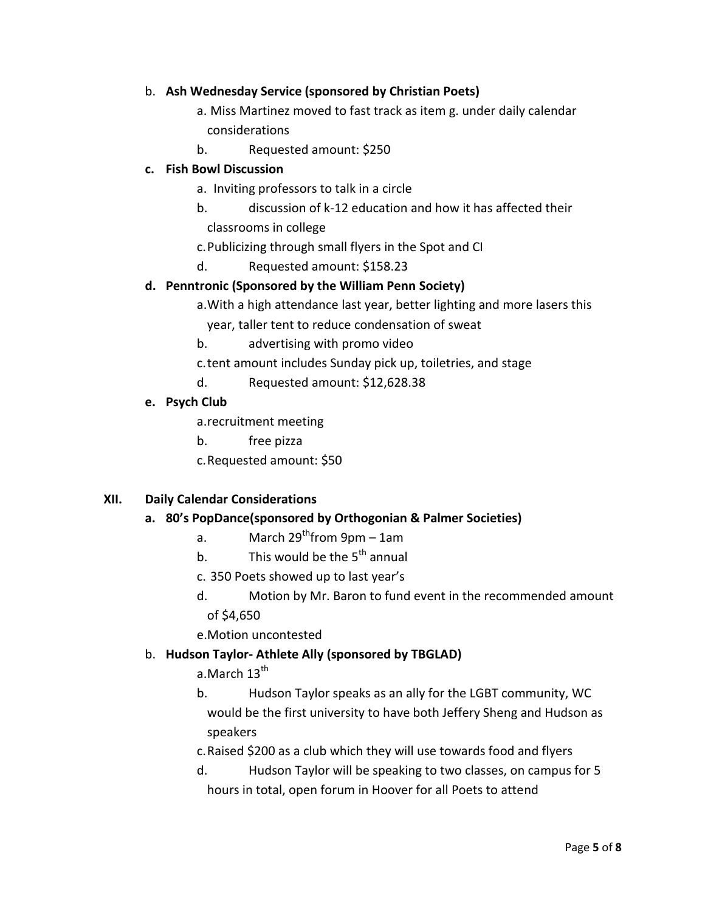b. **Ash Wednesday Service (sponsored by Christian Poets)**
   a. Miss Martinez moved to fast track as item g. under daily calendar considerations
   b. Requested amount: $250

c. **Fish Bowl Discussion**
   a. Inviting professors to talk in a circle
   b. discussion of k-12 education and how it has affected their classrooms in college
   c. Publicizing through small flyers in the Spot and CI
   d. Requested amount: $158.23

d. **Penntronic (Sponsored by the William Penn Society)**
   a. With a high attendance last year, better lighting and more lasers this year, taller tent to reduce condensation of sweat
   b. advertising with promo video
   c. tent amount includes Sunday pick up, toiletries, and stage
   d. Requested amount: $12,628.38

e. **Psych Club**
   a. recruitment meeting
   b. free pizza
   c. Requested amount: $50

## XII. Daily Calendar Considerations

a. **80's PopDance(sponsored by Orthogonian & Palmer Societies)**
   a. March 29th from 9pm – 1am
   b. This would be the 5th annual
   c. 350 Poets showed up to last year's
   d. Motion by Mr. Baron to fund event in the recommended amount of $4,650
   e. Motion uncontested

b. **Hudson Taylor- Athlete Ally (sponsored by TBGLAD)**
   a. March 13th
   b. Hudson Taylor speaks as an ally for the LGBT community, WC would be the first university to have both Jeffery Sheng and Hudson as speakers
   c. Raised $200 as a club which they will use towards food and flyers
   d. Hudson Taylor will be speaking to two classes, on campus for 5 hours in total, open forum in Hoover for all Poets to attend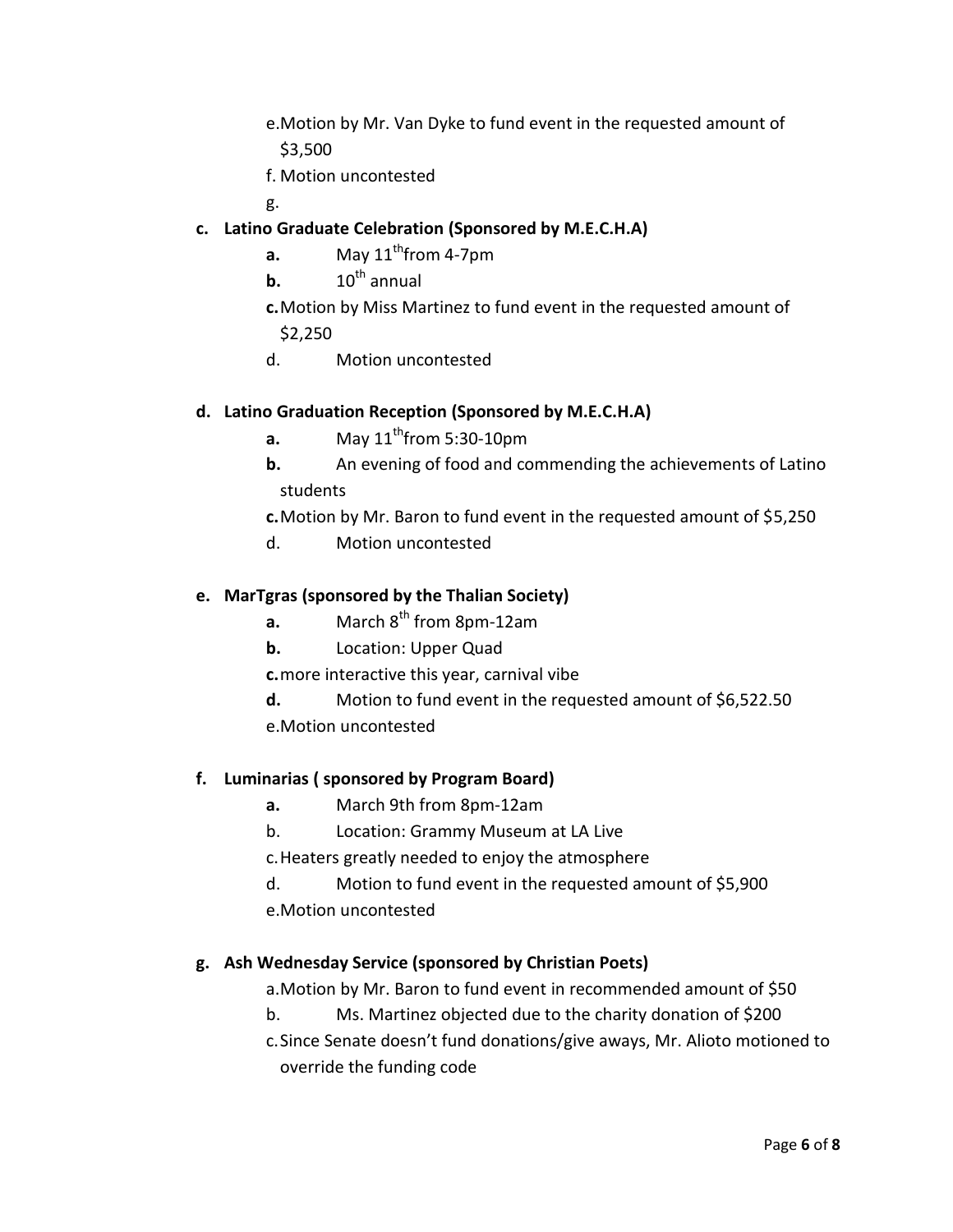e. Motion by Mr. Van Dyke to fund event in the requested amount of $3,500

f. Motion uncontested

g.

**c. Latino Graduate Celebration (Sponsored by M.E.C.H.A)**

- **a.** May 11th from 4-7pm
- **b.** 10th annual
- **c.** Motion by Miss Martinez to fund event in the requested amount of $2,250
- d. Motion uncontested

**d. Latino Graduation Reception (Sponsored by M.E.C.H.A)**

- **a.** May 11th from 5:30-10pm
- **b.** An evening of food and commending the achievements of Latino students
- **c.** Motion by Mr. Baron to fund event in the requested amount of $5,250
- d. Motion uncontested

**e. MarTgras (sponsored by the Thalian Society)**

- **a.** March 8th from 8pm-12am
- **b.** Location: Upper Quad
- **c.** more interactive this year, carnival vibe
- **d.** Motion to fund event in the requested amount of $6,522.50
- e. Motion uncontested

**f. Luminarias ( sponsored by Program Board)**

- **a.** March 9th from 8pm-12am
- b. Location: Grammy Museum at LA Live
- c. Heaters greatly needed to enjoy the atmosphere
- d. Motion to fund event in the requested amount of $5,900
- e. Motion uncontested

**g. Ash Wednesday Service (sponsored by Christian Poets)**

- a. Motion by Mr. Baron to fund event in recommended amount of $50
- b. Ms. Martinez objected due to the charity donation of $200
- c. Since Senate doesn't fund donations/give aways, Mr. Alioto motioned to override the funding code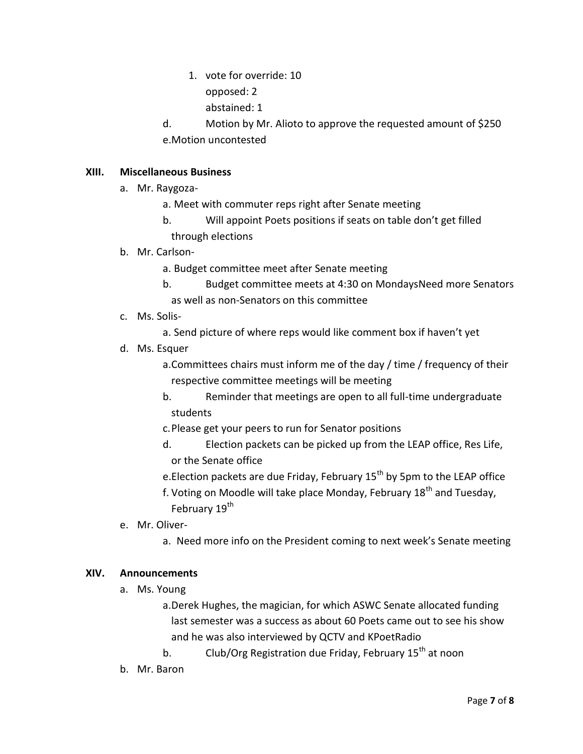1. vote for override: 10
   opposed: 2
   abstained: 1

d. Motion by Mr. Alioto to approve the requested amount of $250

e. Motion uncontested

**XIII. Miscellaneous Business**

a. Mr. Raygoza-
   a. Meet with commuter reps right after Senate meeting
   b. Will appoint Poets positions if seats on table don't get filled through elections
b. Mr. Carlson-
   a. Budget committee meet after Senate meeting
   b. Budget committee meets at 4:30 on MondaysNeed more Senators as well as non-Senators on this committee
c. Ms. Solis-
   a. Send picture of where reps would like comment box if haven't yet
d. Ms. Esquer
   a. Committees chairs must inform me of the day / time / frequency of their respective committee meetings will be meeting
   b. Reminder that meetings are open to all full-time undergraduate students
   c. Please get your peers to run for Senator positions
   d. Election packets can be picked up from the LEAP office, Res Life, or the Senate office
   e. Election packets are due Friday, February 15th by 5pm to the LEAP office
   f. Voting on Moodle will take place Monday, February 18th and Tuesday, February 19th
e. Mr. Oliver-
   a. Need more info on the President coming to next week's Senate meeting

**XIV. Announcements**

a. Ms. Young
   a. Derek Hughes, the magician, for which ASWC Senate allocated funding last semester was a success as about 60 Poets came out to see his show and he was also interviewed by QCTV and KPoetRadio
   b. Club/Org Registration due Friday, February 15th at noon
b. Mr. Baron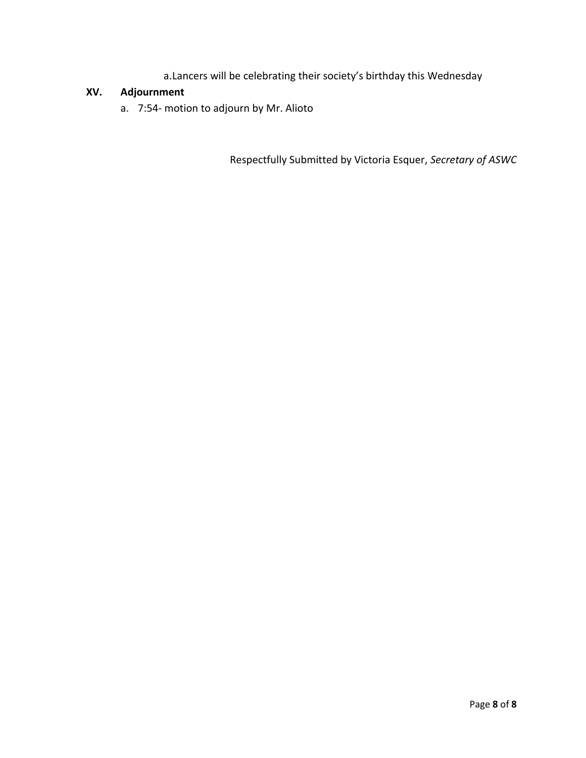a. Lancers will be celebrating their society's birthday this Wednesday

**XV. Adjournment**

a. 7:54- motion to adjourn by Mr. Alioto

Respectfully Submitted by Victoria Esquer, *Secretary of ASWC*